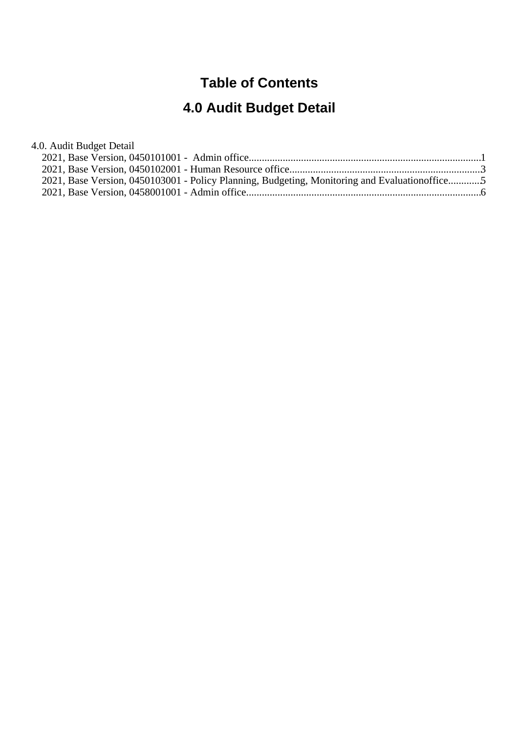# Table of Contents

# 4.0 Audit Budget Detail

4.0. Audit Budget Detail

- 2021, Base Version, 0450101001 -  Admin office........................................................................................1
- 2021, Base Version, 0450102001 - Human Resource office.........................................................................3
- 2021, Base Version, 0450103001 - Policy Planning, Budgeting, Monitoring and Evaluationoffice............5
- 2021, Base Version, 0458001001 - Admin office.........................................................................................6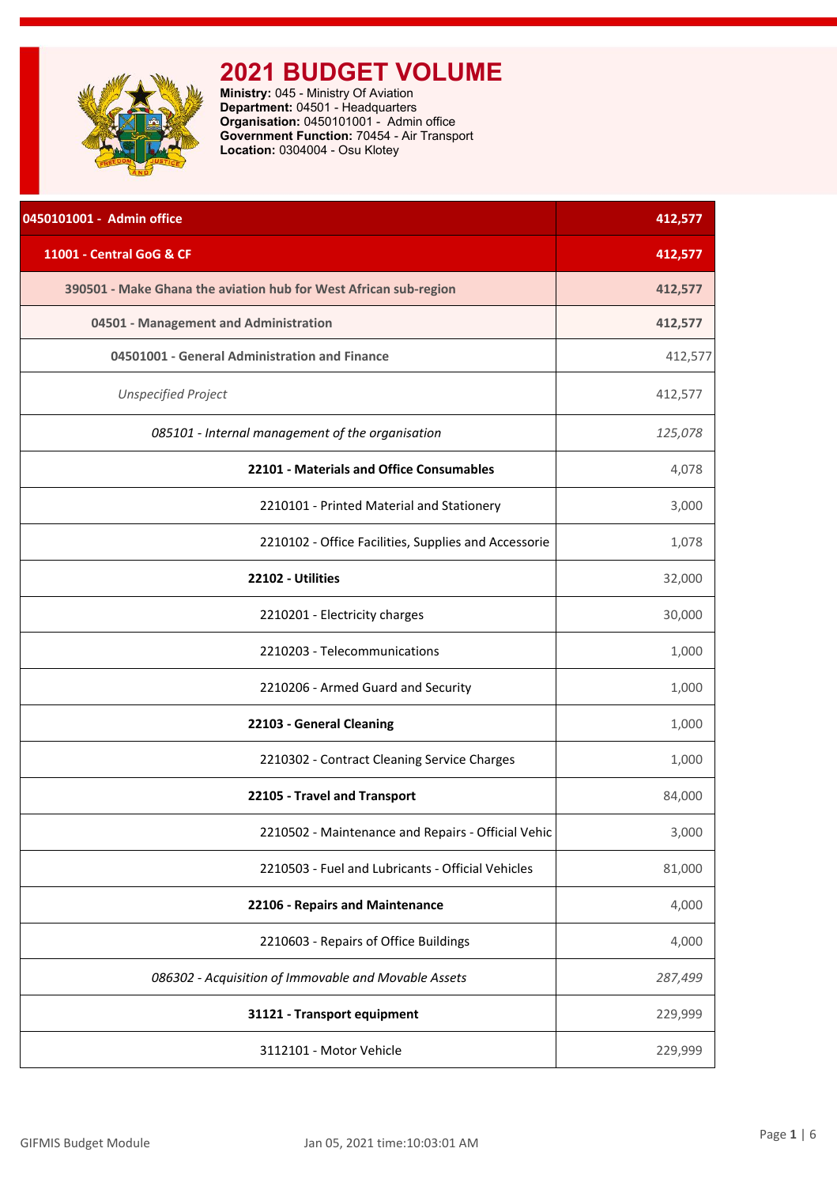# 2021 BUDGET VOLUME

**Ministry:** 045 - Ministry Of Aviation
**Department:** 04501 - Headquarters
**Organisation:** 0450101001 - Admin office
**Government Function:** 70454 - Air Transport
**Location:** 0304004 - Osu Klotey

| 0450101001 - Admin office | 412,577 |
|---|---|
| 11001 - Central GoG & CF | 412,577 |
| 390501 - Make Ghana the aviation hub for West African sub-region | 412,577 |
| 04501 - Management and Administration | 412,577 |
| 04501001 - General Administration and Finance | 412,577 |
| *Unspecified Project* | 412,577 |
| *085101 - Internal management of the organisation* | *125,078* |
| **22101 - Materials and Office Consumables** | 4,078 |
| 2210101 - Printed Material and Stationery | 3,000 |
| 2210102 - Office Facilities, Supplies and Accessorie | 1,078 |
| **22102 - Utilities** | 32,000 |
| 2210201 - Electricity charges | 30,000 |
| 2210203 - Telecommunications | 1,000 |
| 2210206 - Armed Guard and Security | 1,000 |
| **22103 - General Cleaning** | 1,000 |
| 2210302 - Contract Cleaning Service Charges | 1,000 |
| **22105 - Travel and Transport** | 84,000 |
| 2210502 - Maintenance and Repairs - Official Vehic | 3,000 |
| 2210503 - Fuel and Lubricants - Official Vehicles | 81,000 |
| **22106 - Repairs and Maintenance** | 4,000 |
| 2210603 - Repairs of Office Buildings | 4,000 |
| *086302 - Acquisition of Immovable and Movable Assets* | *287,499* |
| **31121 - Transport equipment** | 229,999 |
| 3112101 - Motor Vehicle | 229,999 |

GIFMIS Budget Module    Jan 05, 2021 time:10:03:01 AM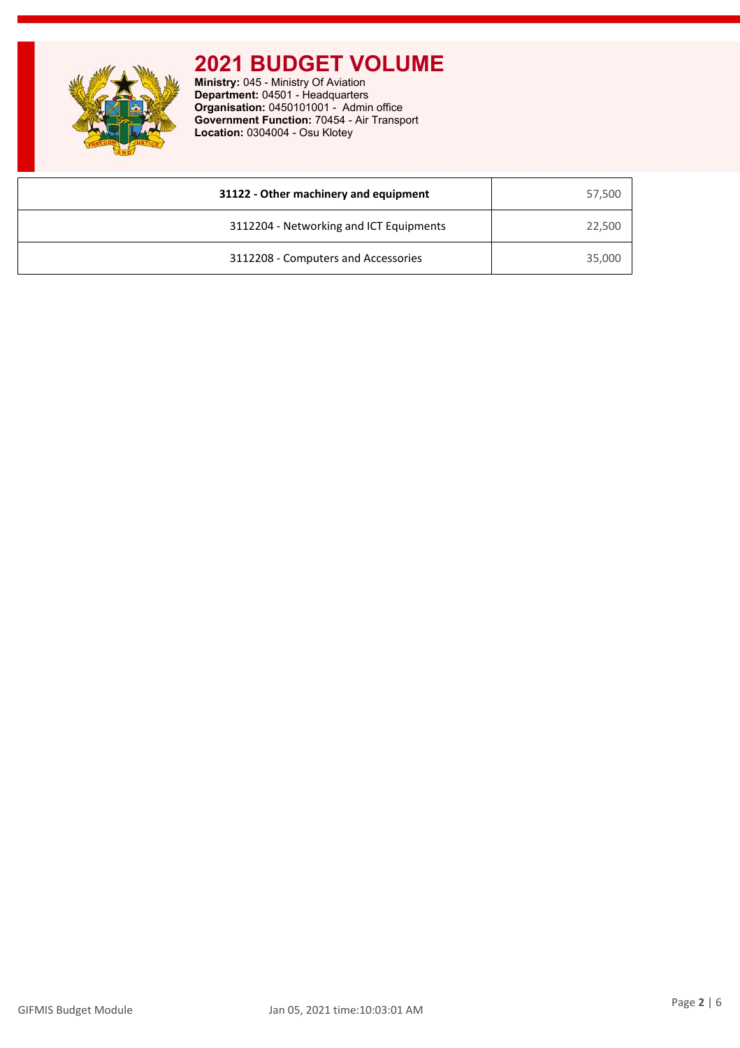# 2021 BUDGET VOLUME

**Ministry:** 045 - Ministry Of Aviation
**Department:** 04501 - Headquarters
**Organisation:** 0450101001 - Admin office
**Government Function:** 70454 - Air Transport
**Location:** 0304004 - Osu Klotey

| **31122 - Other machinery and equipment** | 57,500 |
|---|---|
| 3112204 - Networking and ICT Equipments | 22,500 |
| 3112208 - Computers and Accessories | 35,000 |

GIFMIS Budget Module Jan 05, 2021 time:10:03:01 AM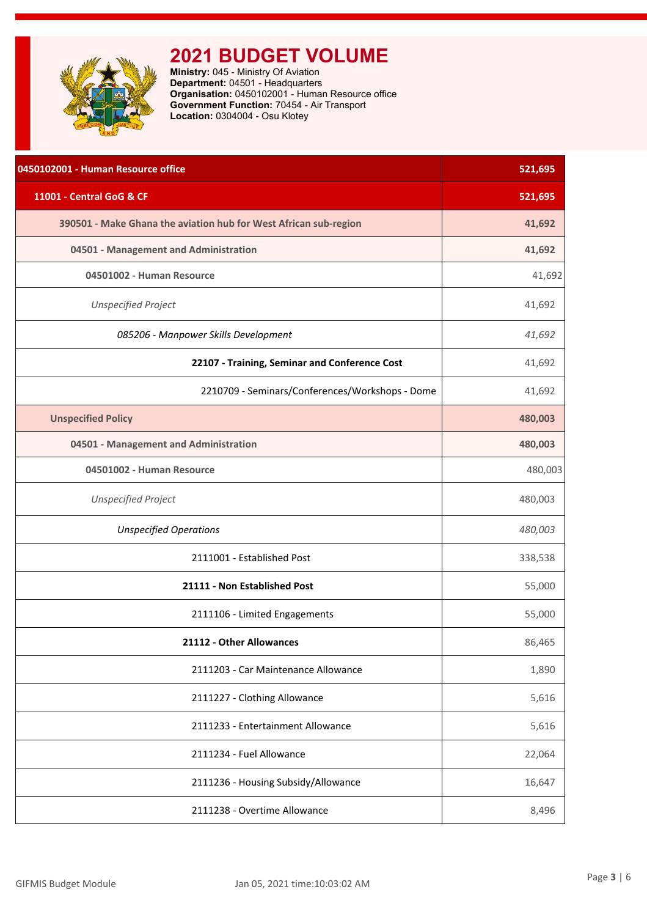# 2021 BUDGET VOLUME

**Ministry:** 045 - Ministry Of Aviation
**Department:** 04501 - Headquarters
**Organisation:** 0450102001 - Human Resource office
**Government Function:** 70454 - Air Transport
**Location:** 0304004 - Osu Klotey

| 0450102001 - Human Resource office | 521,695 |
|---|---|
| **11001 - Central GoG & CF** | **521,695** |
| **390501 - Make Ghana the aviation hub for West African sub-region** | **41,692** |
| **04501 - Management and Administration** | **41,692** |
| **04501002 - Human Resource** | 41,692 |
| *Unspecified Project* | 41,692 |
| *085206 - Manpower Skills Development* | *41,692* |
| **22107 - Training, Seminar and Conference Cost** | 41,692 |
| 2210709 - Seminars/Conferences/Workshops - Dome | 41,692 |
| **Unspecified Policy** | **480,003** |
| **04501 - Management and Administration** | **480,003** |
| **04501002 - Human Resource** | 480,003 |
| *Unspecified Project* | 480,003 |
| *Unspecified Operations* | *480,003* |
| 2111001 - Established Post | 338,538 |
| **21111 - Non Established Post** | 55,000 |
| 2111106 - Limited Engagements | 55,000 |
| **21112 - Other Allowances** | 86,465 |
| 2111203 - Car Maintenance Allowance | 1,890 |
| 2111227 - Clothing Allowance | 5,616 |
| 2111233 - Entertainment Allowance | 5,616 |
| 2111234 - Fuel Allowance | 22,064 |
| 2111236 - Housing Subsidy/Allowance | 16,647 |
| 2111238 - Overtime Allowance | 8,496 |

GIFMIS Budget Module    Jan 05, 2021 time:10:03:02 AM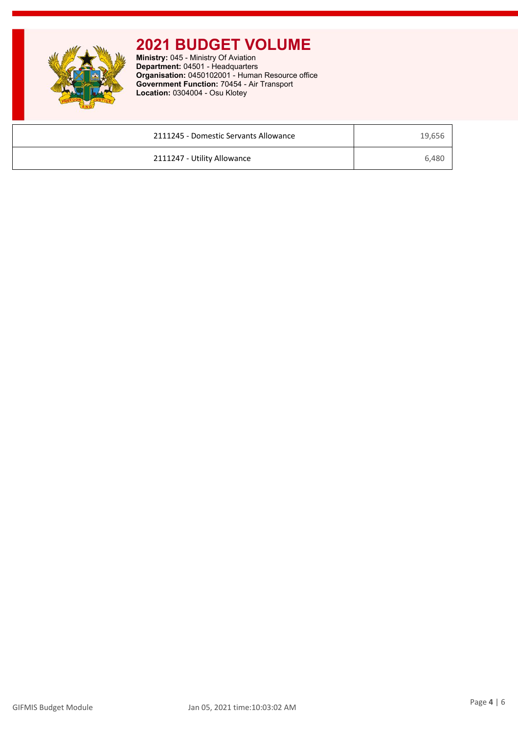# 2021 BUDGET VOLUME

**Ministry:** 045 - Ministry Of Aviation
**Department:** 04501 - Headquarters
**Organisation:** 0450102001 - Human Resource office
**Government Function:** 70454 - Air Transport
**Location:** 0304004 - Osu Klotey

| | |
|---|---|
| 2111245 - Domestic Servants Allowance | 19,656 |
| 2111247 - Utility Allowance | 6,480 |

GIFMIS Budget Module Jan 05, 2021 time:10:03:02 AM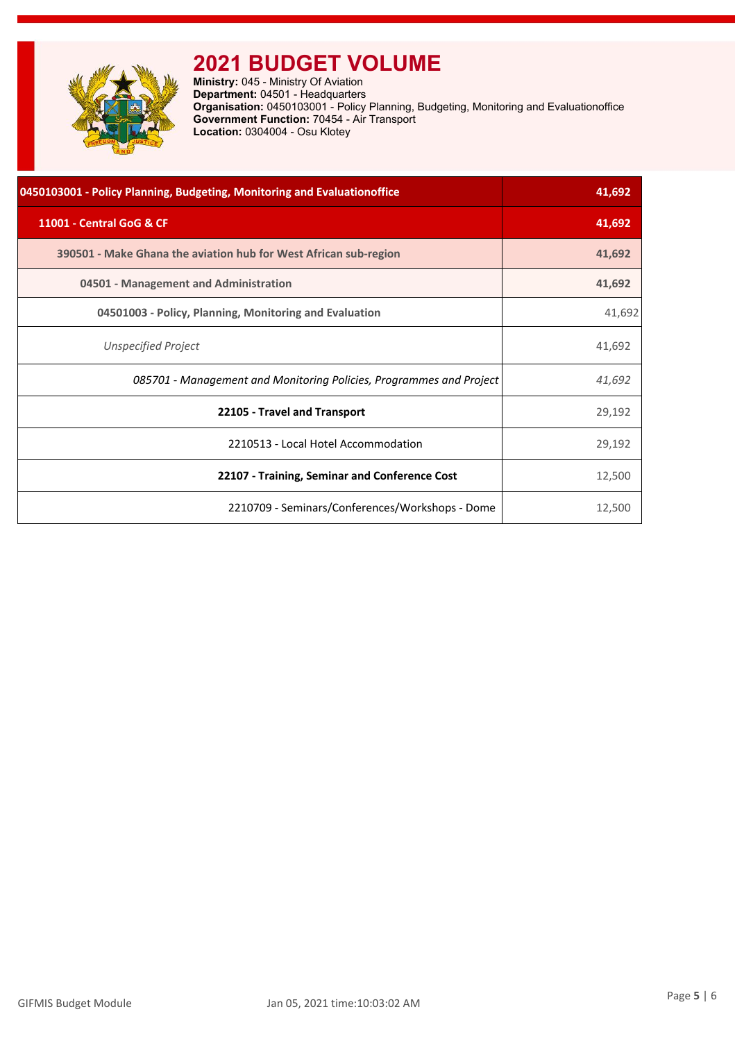# 2021 BUDGET VOLUME

**Ministry:** 045 - Ministry Of Aviation
**Department:** 04501 - Headquarters
**Organisation:** 0450103001 - Policy Planning, Budgeting, Monitoring and Evaluationoffice
**Government Function:** 70454 - Air Transport
**Location:** 0304004 - Osu Klotey

| 0450103001 - Policy Planning, Budgeting, Monitoring and Evaluationoffice | 41,692 |
|---|---|
| **11001 - Central GoG & CF** | **41,692** |
| **390501 - Make Ghana the aviation hub for West African sub-region** | **41,692** |
| **04501 - Management and Administration** | **41,692** |
| **04501003 - Policy, Planning, Monitoring and Evaluation** | 41,692 |
| *Unspecified Project* | 41,692 |
| *085701 - Management and Monitoring Policies, Programmes and Project* | *41,692* |
| **22105 - Travel and Transport** | 29,192 |
| 2210513 - Local Hotel Accommodation | 29,192 |
| **22107 - Training, Seminar and Conference Cost** | 12,500 |
| 2210709 - Seminars/Conferences/Workshops - Dome | 12,500 |

GIFMIS Budget Module    Jan 05, 2021 time:10:03:02 AM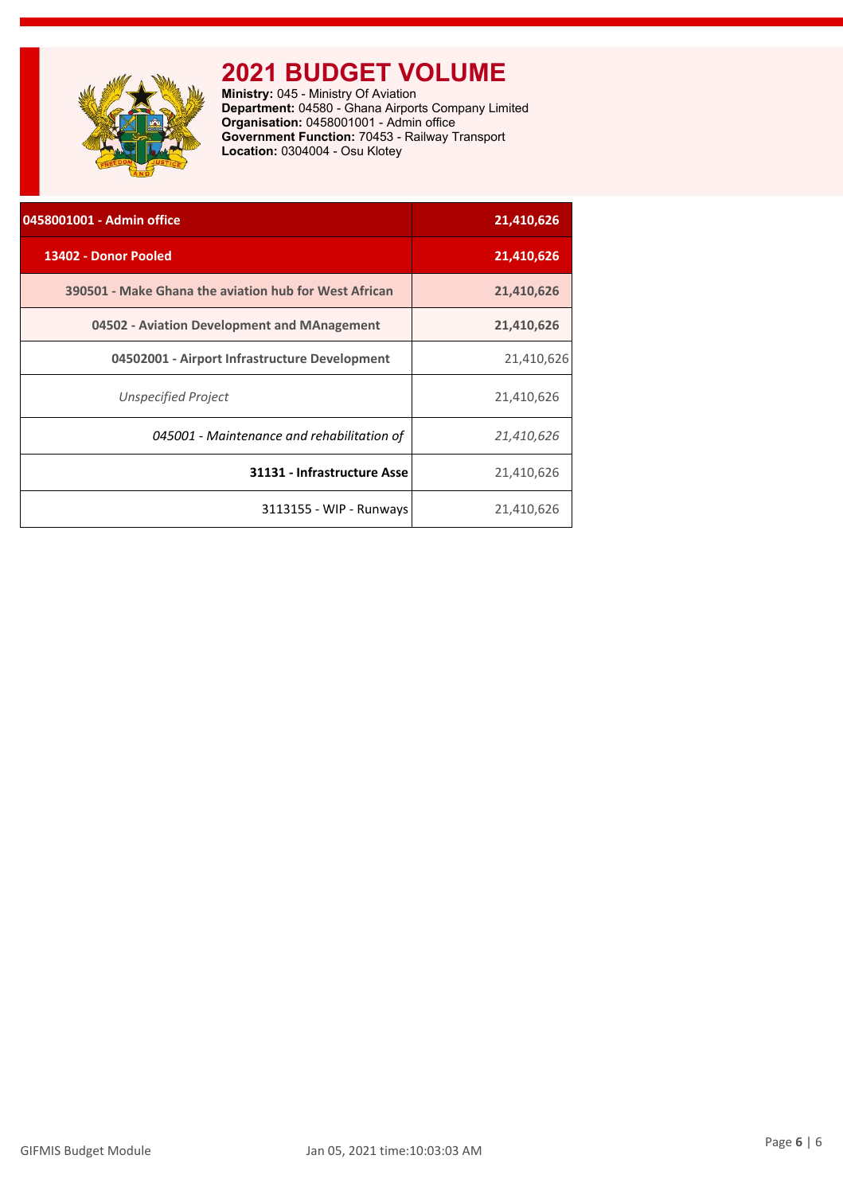# 2021 BUDGET VOLUME

**Ministry:** 045 - Ministry Of Aviation
**Department:** 04580 - Ghana Airports Company Limited
**Organisation:** 0458001001 - Admin office
**Government Function:** 70453 - Railway Transport
**Location:** 0304004 - Osu Klotey

| | |
|---|---|
| **0458001001 - Admin office** | **21,410,626** |
| **13402 - Donor Pooled** | **21,410,626** |
| **390501 - Make Ghana the aviation hub for West African** | **21,410,626** |
| **04502 - Aviation Development and MAnagement** | **21,410,626** |
| **04502001 - Airport Infrastructure Development** | 21,410,626 |
| *Unspecified Project* | 21,410,626 |
| *045001 - Maintenance and rehabilitation of* | *21,410,626* |
| **31131 - Infrastructure Asse** | 21,410,626 |
| 3113155 - WIP - Runways | 21,410,626 |

GIFMIS Budget Module

Jan 05, 2021 time:10:03:03 AM